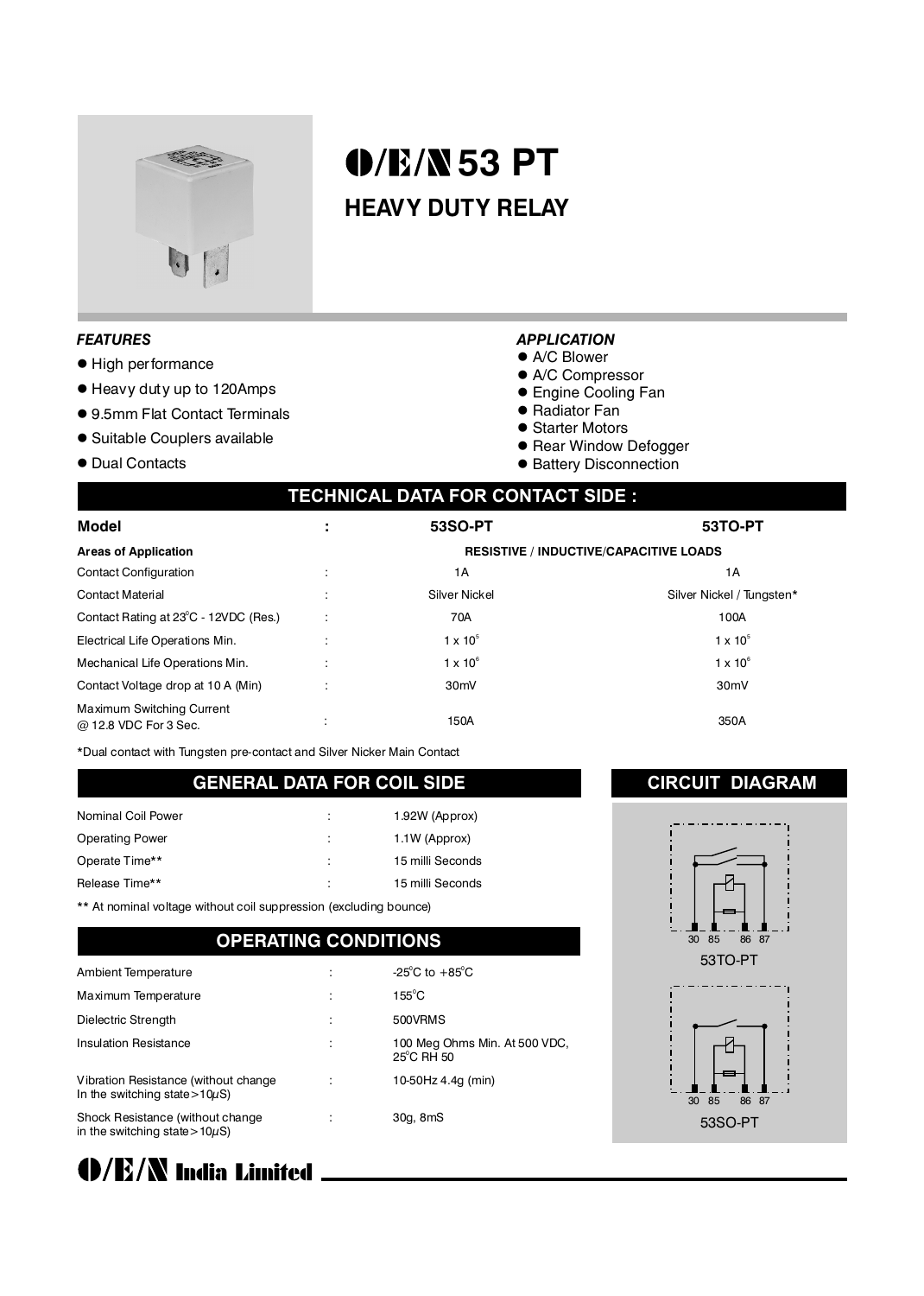# O/E/N 53 PT

## HEAVY DUTY RELAY

### *FEATURES*

- High performance
- Heavy duty up to 120Amps
- 9.5mm Flat Contact Terminals
- Suitable Couplers available
- Dual Contacts

### *APPLICATION*

- A/C Blower
- A/C Compressor
- Engine Cooling Fan
- Radiator Fan
- Starter Motors
- Rear Window Defogger
- Battery Disconnection

## TECHNICAL DATA FOR CONTACT SIDE :

| Model | : | 53SO-PT | 53TO-PT |
|---|---|---|---|
| **Areas of Application** | | **RESISTIVE / INDUCTIVE/CAPACITIVE LOADS** | |
| Contact Configuration | : | 1A | 1A |
| Contact Material | : | Silver Nickel | Silver Nickel / Tungsten* |
| Contact Rating at 23°C - 12VDC (Res.) | : | 70A | 100A |
| Electrical Life Operations Min. | : | $1 \times 10^5$ | $1 \times 10^5$ |
| Mechanical Life Operations Min. | : | $1 \times 10^6$ | $1 \times 10^6$ |
| Contact Voltage drop at 10 A (Min) | : | 30mV | 30mV |
| Maximum Switching Current @ 12.8 VDC For 3 Sec. | : | 150A | 350A |

*Dual contact with Tungsten pre-contact and Silver Nicker Main Contact

## GENERAL DATA FOR COIL SIDE

| | | |
|---|---|---|
| Nominal Coil Power | : | 1.92W (Approx) |
| Operating Power | : | 1.1W (Approx) |
| Operate Time** | : | 15 milli Seconds |
| Release Time** | : | 15 milli Seconds |

** At nominal voltage without coil suppression (excluding bounce)

## OPERATING CONDITIONS

| | | |
|---|---|---|
| Ambient Temperature | : | -25°C to +85°C |
| Maximum Temperature | : | 155°C |
| Dielectric Strength | : | 500VRMS |
| Insulation Resistance | : | 100 Meg Ohms Min. At 500 VDC, 25°C RH 50 |
| Vibration Resistance (without change In the switching state>10μS) | : | 10-50Hz 4.4g (min) |
| Shock Resistance (without change in the switching state>10μS) | : | 30g, 8mS |

## CIRCUIT DIAGRAM

30 85 86 87

53TO-PT

30 85 86 87

53SO-PT

**O/E/N India Limited**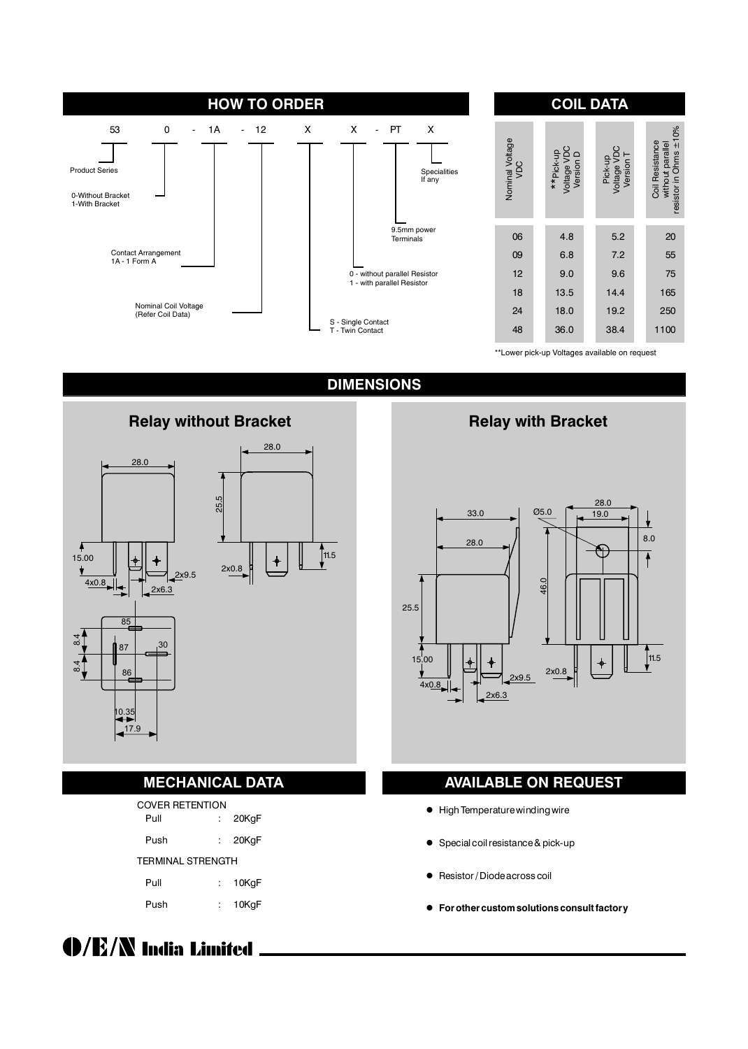## HOW TO ORDER

53 0 - 1A - 12 X X - PT X

- Product Series (53)
- 0-Without Bracket / 1-With Bracket
- Contact Arrangement: 1A - 1 Form A
- Nominal Coil Voltage (Refer Coil Data)
- S - Single Contact / T - Twin Contact
- 0 - without parallel Resistor / 1 - with parallel Resistor
- 9.5mm power Terminals (PT)
- Specialities If any

## COIL DATA

| Nominal Voltage VDC | **Pick-up Voltage VDC Version D | Pick-up Voltage VDC Version T | Coil Resistance without parallel resistor in Ohms ±10% |
|---|---|---|---|
| 06 | 4.8 | 5.2 | 20 |
| 09 | 6.8 | 7.2 | 55 |
| 12 | 9.0 | 9.6 | 75 |
| 18 | 13.5 | 14.4 | 165 |
| 24 | 18.0 | 19.2 | 250 |
| 48 | 36.0 | 38.4 | 1100 |

**Lower pick-up Voltages available on request

## DIMENSIONS

### Relay without Bracket

28.0
28.0
25.5
15.00
11.5
4x0.8
2x9.5
2x6.3
2x0.8
85
87
30
86
8.4
8.4
10.35
17.9

### Relay with Bracket

33.0
28.0
Ø5.0
28.0
19.0
8.0
46.0
25.5
15.00
11.5
4x0.8
2x9.5
2x6.3
2x0.8

## MECHANICAL DATA

COVER RETENTION

| | | |
|---|---|---|
| Pull | : | 20KgF |
| Push | : | 20KgF |

TERMINAL STRENGTH

| | | |
|---|---|---|
| Pull | : | 10KgF |
| Push | : | 10KgF |

## AVAILABLE ON REQUEST

- High Temperature winding wire
- Special coil resistance & pick-up
- Resistor / Diode across coil
- **For other custom solutions consult factory**

**O/E/N India Limited**